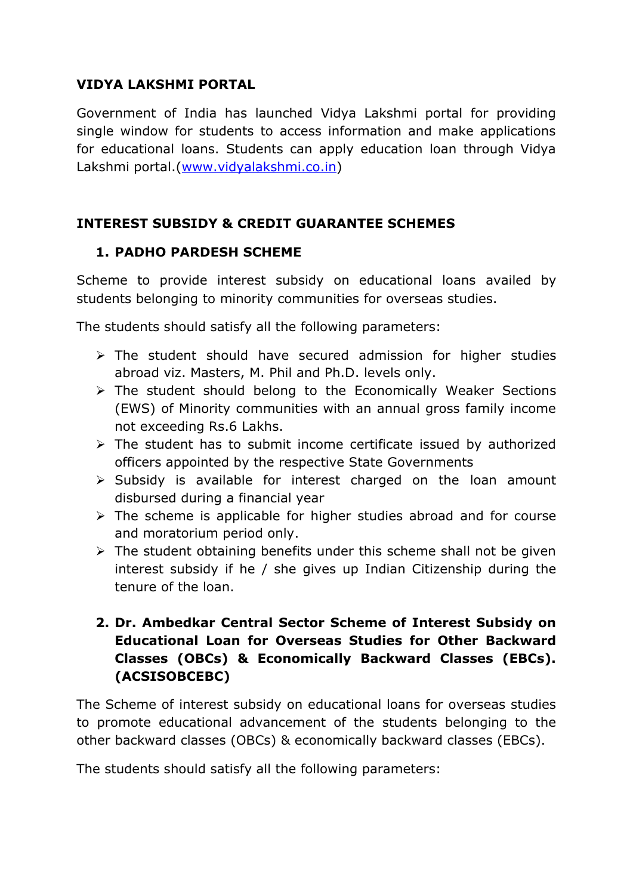## VIDYA LAKSHMI PORTAL

Government of India has launched Vidya Lakshmi portal for providing single window for students to access information and make applications for educational loans. Students can apply education loan through Vidya Lakshmi portal.([www.vidyalakshmi.co.in](www.vidyalakshmi.co.in))

## INTEREST SUBSIDY & CREDIT GUARANTEE SCHEMES

### 1. PADHO PARDESH SCHEME

Scheme to provide interest subsidy on educational loans availed by students belonging to minority communities for overseas studies.

The students should satisfy all the following parameters:

- The student should have secured admission for higher studies abroad viz. Masters, M. Phil and Ph.D. levels only.
- The student should belong to the Economically Weaker Sections (EWS) of Minority communities with an annual gross family income not exceeding Rs.6 Lakhs.
- The student has to submit income certificate issued by authorized officers appointed by the respective State Governments
- Subsidy is available for interest charged on the loan amount disbursed during a financial year
- The scheme is applicable for higher studies abroad and for course and moratorium period only.
- The student obtaining benefits under this scheme shall not be given interest subsidy if he / she gives up Indian Citizenship during the tenure of the loan.

### 2. Dr. Ambedkar Central Sector Scheme of Interest Subsidy on Educational Loan for Overseas Studies for Other Backward Classes (OBCs) & Economically Backward Classes (EBCs). (ACSISOBCEBC)

The Scheme of interest subsidy on educational loans for overseas studies to promote educational advancement of the students belonging to the other backward classes (OBCs) & economically backward classes (EBCs).

The students should satisfy all the following parameters: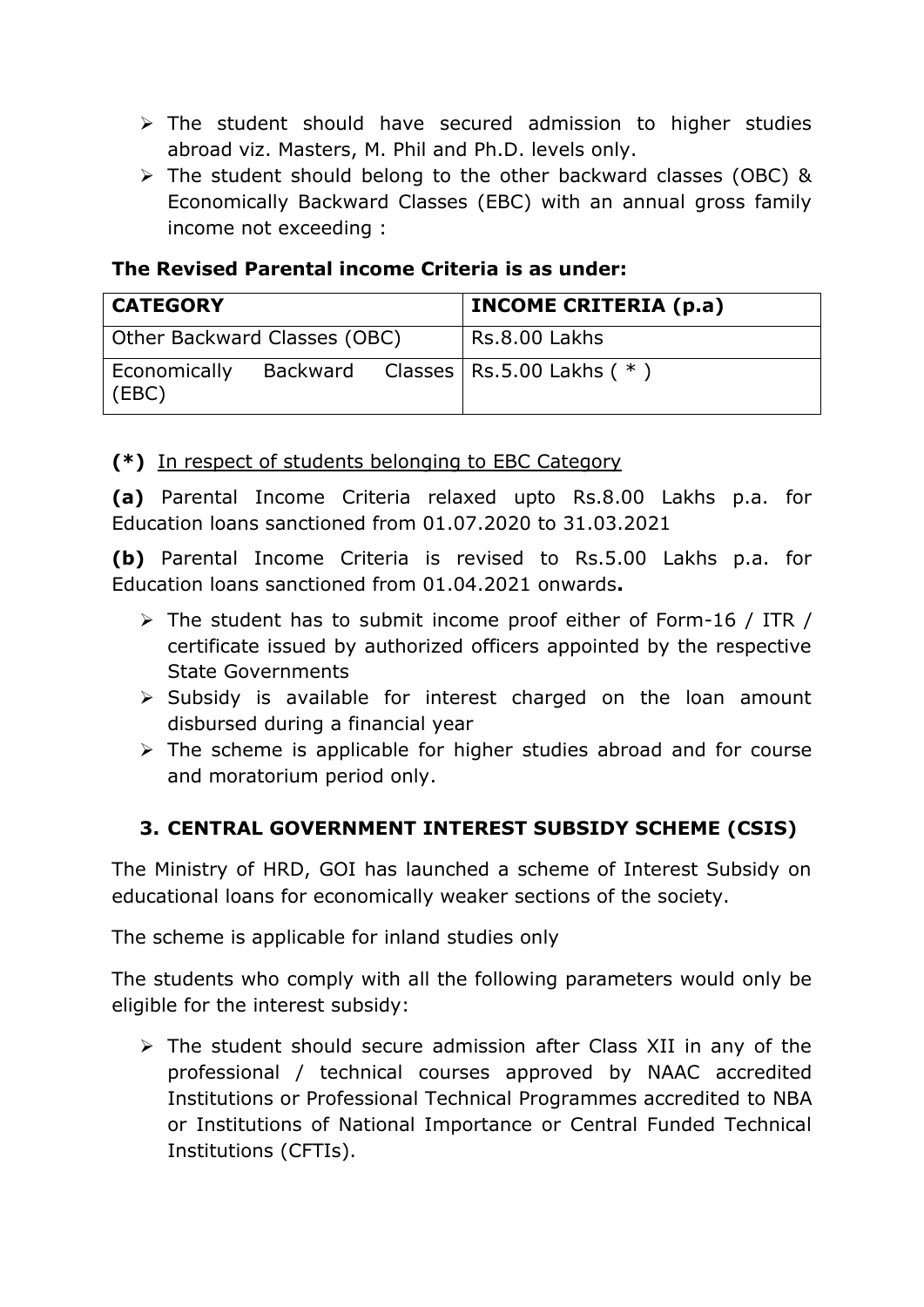- The student should have secured admission to higher studies abroad viz. Masters, M. Phil and Ph.D. levels only.
- The student should belong to the other backward classes (OBC) & Economically Backward Classes (EBC) with an annual gross family income not exceeding :

**The Revised Parental income Criteria is as under:**

| CATEGORY | INCOME CRITERIA (p.a) |
|---|---|
| Other Backward Classes (OBC) | Rs.8.00 Lakhs |
| Economically Backward Classes (EBC) | Rs.5.00 Lakhs ( * ) |

**(*)** In respect of students belonging to EBC Category

**(a)** Parental Income Criteria relaxed upto Rs.8.00 Lakhs p.a. for Education loans sanctioned from 01.07.2020 to 31.03.2021

**(b)** Parental Income Criteria is revised to Rs.5.00 Lakhs p.a. for Education loans sanctioned from 01.04.2021 onwards**.**

- The student has to submit income proof either of Form-16 / ITR / certificate issued by authorized officers appointed by the respective State Governments
- Subsidy is available for interest charged on the loan amount disbursed during a financial year
- The scheme is applicable for higher studies abroad and for course and moratorium period only.

## 3. CENTRAL GOVERNMENT INTEREST SUBSIDY SCHEME (CSIS)

The Ministry of HRD, GOI has launched a scheme of Interest Subsidy on educational loans for economically weaker sections of the society.

The scheme is applicable for inland studies only

The students who comply with all the following parameters would only be eligible for the interest subsidy:

- The student should secure admission after Class XII in any of the professional / technical courses approved by NAAC accredited Institutions or Professional Technical Programmes accredited to NBA or Institutions of National Importance or Central Funded Technical Institutions (CFTIs).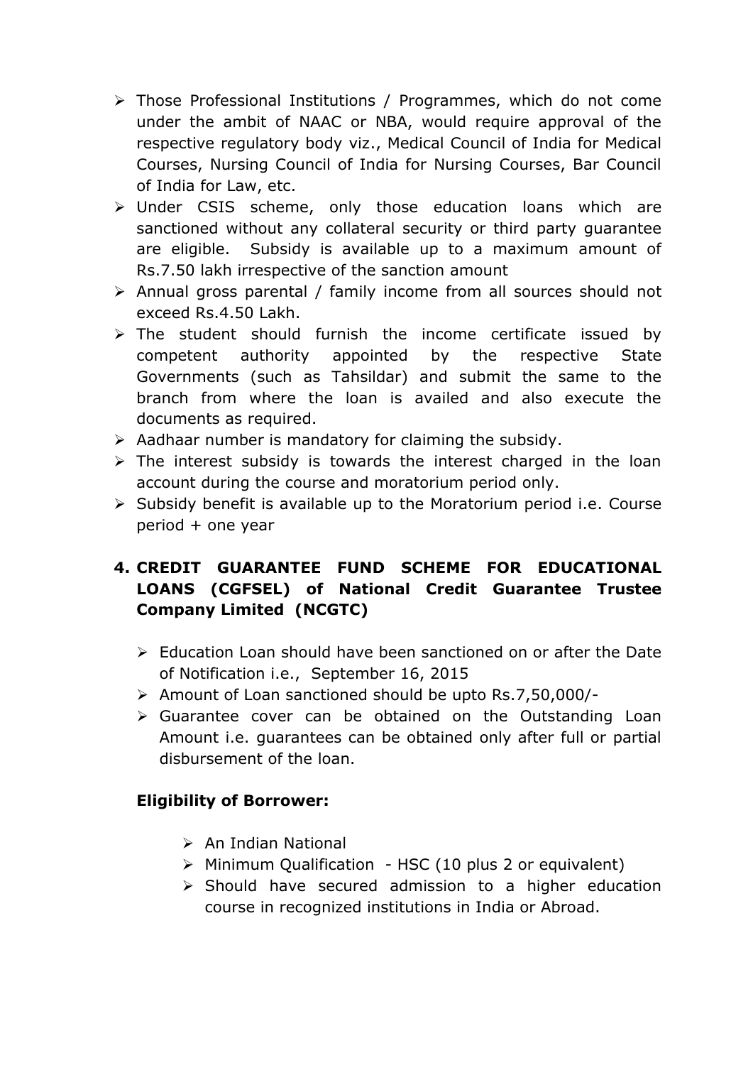- Those Professional Institutions / Programmes, which do not come under the ambit of NAAC or NBA, would require approval of the respective regulatory body viz., Medical Council of India for Medical Courses, Nursing Council of India for Nursing Courses, Bar Council of India for Law, etc.
- Under CSIS scheme, only those education loans which are sanctioned without any collateral security or third party guarantee are eligible. Subsidy is available up to a maximum amount of Rs.7.50 lakh irrespective of the sanction amount
- Annual gross parental / family income from all sources should not exceed Rs.4.50 Lakh.
- The student should furnish the income certificate issued by competent authority appointed by the respective State Governments (such as Tahsildar) and submit the same to the branch from where the loan is availed and also execute the documents as required.
- Aadhaar number is mandatory for claiming the subsidy.
- The interest subsidy is towards the interest charged in the loan account during the course and moratorium period only.
- Subsidy benefit is available up to the Moratorium period i.e. Course period + one year

## 4. CREDIT GUARANTEE FUND SCHEME FOR EDUCATIONAL LOANS (CGFSEL) of National Credit Guarantee Trustee Company Limited (NCGTC)

- Education Loan should have been sanctioned on or after the Date of Notification i.e., September 16, 2015
- Amount of Loan sanctioned should be upto Rs.7,50,000/-
- Guarantee cover can be obtained on the Outstanding Loan Amount i.e. guarantees can be obtained only after full or partial disbursement of the loan.

**Eligibility of Borrower:**

- An Indian National
- Minimum Qualification - HSC (10 plus 2 or equivalent)
- Should have secured admission to a higher education course in recognized institutions in India or Abroad.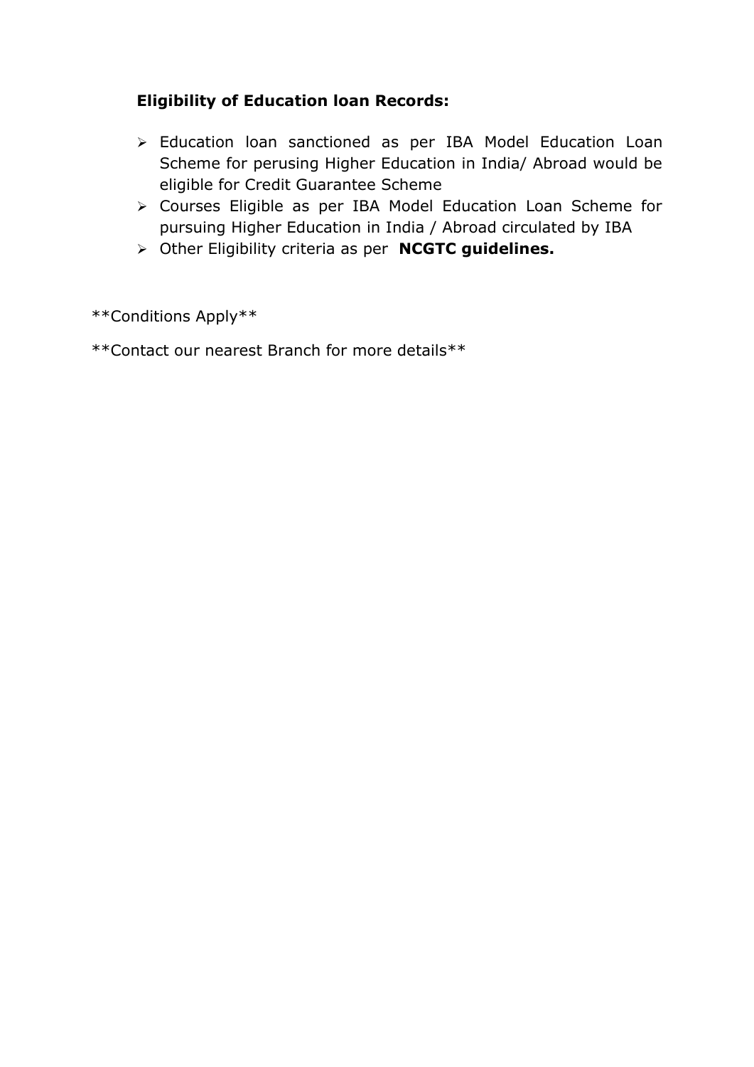**Eligibility of Education loan Records:**

- Education loan sanctioned as per IBA Model Education Loan Scheme for perusing Higher Education in India/ Abroad would be eligible for Credit Guarantee Scheme
- Courses Eligible as per IBA Model Education Loan Scheme for pursuing Higher Education in India / Abroad circulated by IBA
- Other Eligibility criteria as per **NCGTC guidelines.**

**Conditions Apply**

**Contact our nearest Branch for more details**